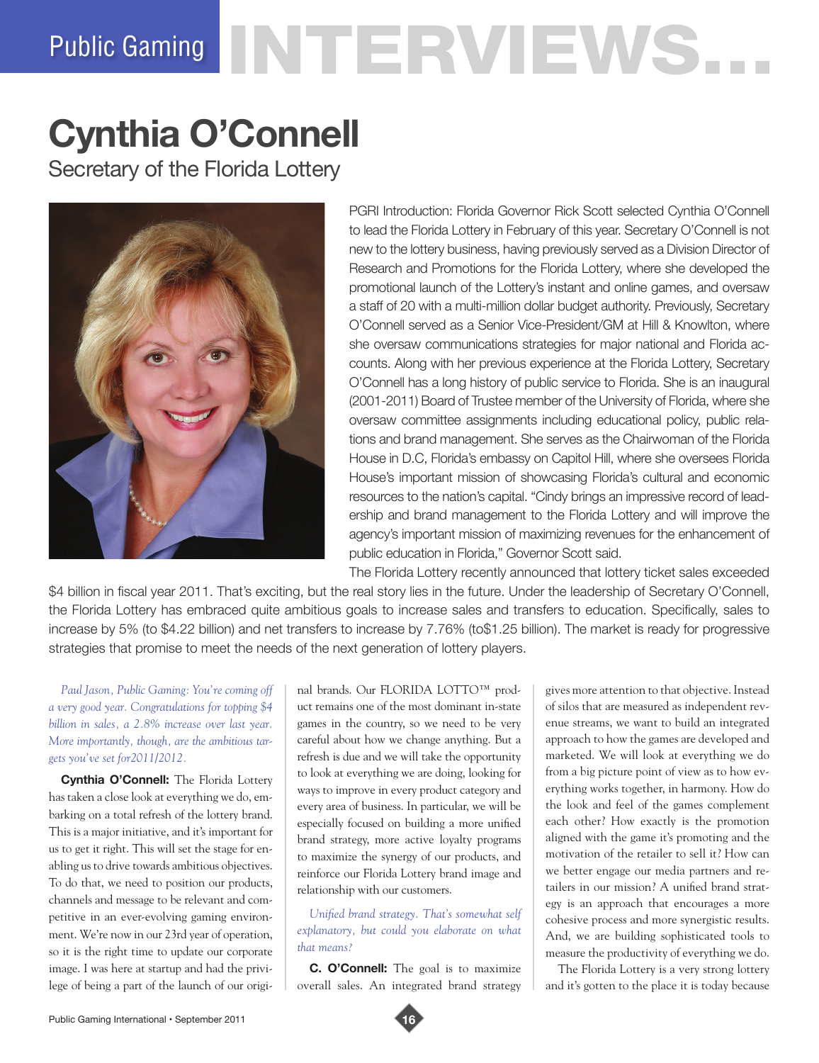# Public Gaming INTERVIEWS...

## Cynthia O'Connell

### Secretary of the Florida Lottery

PGRI Introduction: Florida Governor Rick Scott selected Cynthia O'Connell to lead the Florida Lottery in February of this year. Secretary O'Connell is not new to the lottery business, having previously served as a Division Director of Research and Promotions for the Florida Lottery, where she developed the promotional launch of the Lottery's instant and online games, and oversaw a staff of 20 with a multi-million dollar budget authority. Previously, Secretary O'Connell served as a Senior Vice-President/GM at Hill & Knowlton, where she oversaw communications strategies for major national and Florida accounts. Along with her previous experience at the Florida Lottery, Secretary O'Connell has a long history of public service to Florida. She is an inaugural (2001-2011) Board of Trustee member of the University of Florida, where she oversaw committee assignments including educational policy, public relations and brand management. She serves as the Chairwoman of the Florida House in D.C, Florida's embassy on Capitol Hill, where she oversees Florida House's important mission of showcasing Florida's cultural and economic resources to the nation's capital. "Cindy brings an impressive record of leadership and brand management to the Florida Lottery and will improve the agency's important mission of maximizing revenues for the enhancement of public education in Florida," Governor Scott said.

The Florida Lottery recently announced that lottery ticket sales exceeded $4 billion in fiscal year 2011. That's exciting, but the real story lies in the future. Under the leadership of Secretary O'Connell, the Florida Lottery has embraced quite ambitious goals to increase sales and transfers to education. Specifically, sales to increase by 5% (to $4.22 billion) and net transfers to increase by 7.76% (to$1.25 billion). The market is ready for progressive strategies that promise to meet the needs of the next generation of lottery players.

*Paul Jason, Public Gaming: You're coming off a very good year. Congratulations for topping $4 billion in sales, a 2.8% increase over last year. More importantly, though, are the ambitious targets you've set for2011/2012.*

**Cynthia O'Connell:** The Florida Lottery has taken a close look at everything we do, embarking on a total refresh of the lottery brand. This is a major initiative, and it's important for us to get it right. This will set the stage for enabling us to drive towards ambitious objectives. To do that, we need to position our products, channels and message to be relevant and competitive in an ever-evolving gaming environment. We're now in our 23rd year of operation, so it is the right time to update our corporate image. I was here at startup and had the privilege of being a part of the launch of our original brands. Our FLORIDA LOTTO™ product remains one of the most dominant in-state games in the country, so we need to be very careful about how we change anything. But a refresh is due and we will take the opportunity to look at everything we are doing, looking for ways to improve in every product category and every area of business. In particular, we will be especially focused on building a more unified brand strategy, more active loyalty programs to maximize the synergy of our products, and reinforce our Florida Lottery brand image and relationship with our customers.

*Unified brand strategy. That's somewhat self explanatory, but could you elaborate on what that means?*

**C. O'Connell:** The goal is to maximize overall sales. An integrated brand strategy gives more attention to that objective. Instead of silos that are measured as independent revenue streams, we want to build an integrated approach to how the games are developed and marketed. We will look at everything we do from a big picture point of view as to how everything works together, in harmony. How do the look and feel of the games complement each other? How exactly is the promotion aligned with the game it's promoting and the motivation of the retailer to sell it? How can we better engage our media partners and retailers in our mission? A unified brand strategy is an approach that encourages a more cohesive process and more synergistic results. And, we are building sophisticated tools to measure the productivity of everything we do.

The Florida Lottery is a very strong lottery and it's gotten to the place it is today because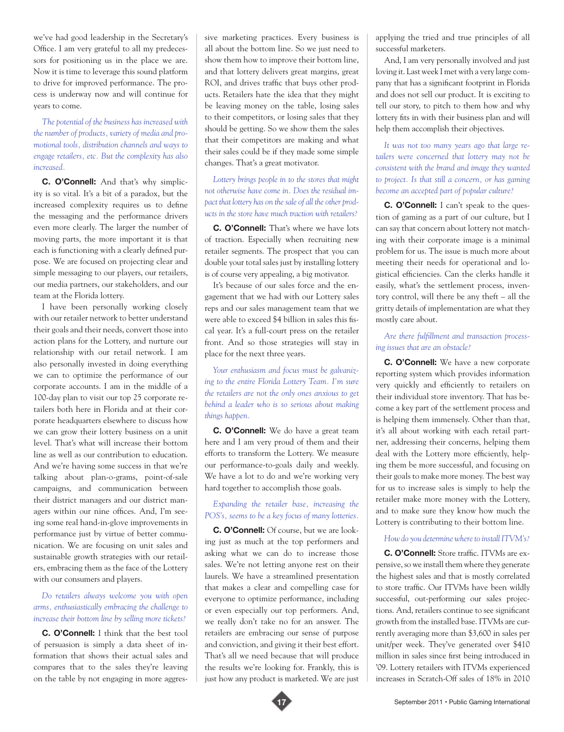we've had good leadership in the Secretary's Office. I am very grateful to all my predecessors for positioning us in the place we are. Now it is time to leverage this sound platform to drive for improved performance. The process is underway now and will continue for years to come.

*The potential of the business has increased with the number of products, variety of media and promotional tools, distribution channels and ways to engage retailers, etc. But the complexity has also increased.*

**C. O'Connell:** And that's why simplicity is so vital. It's a bit of a paradox, but the increased complexity requires us to define the messaging and the performance drivers even more clearly. The larger the number of moving parts, the more important it is that each is functioning with a clearly defined purpose. We are focused on projecting clear and simple messaging to our players, our retailers, our media partners, our stakeholders, and our team at the Florida lottery.

I have been personally working closely with our retailer network to better understand their goals and their needs, convert those into action plans for the Lottery, and nurture our relationship with our retail network. I am also personally invested in doing everything we can to optimize the performance of our corporate accounts. I am in the middle of a 100-day plan to visit our top 25 corporate retailers both here in Florida and at their corporate headquarters elsewhere to discuss how we can grow their lottery business on a unit level. That's what will increase their bottom line as well as our contribution to education. And we're having some success in that we're talking about plan-o-grams, point-of-sale campaigns, and communication between their district managers and our district managers within our nine offices. And, I'm seeing some real hand-in-glove improvements in performance just by virtue of better communication. We are focusing on unit sales and sustainable growth strategies with our retailers, embracing them as the face of the Lottery with our consumers and players.

*Do retailers always welcome you with open arms, enthusiastically embracing the challenge to increase their bottom line by selling more tickets?*

**C. O'Connell:** I think that the best tool of persuasion is simply a data sheet of information that shows their actual sales and compares that to the sales they're leaving on the table by not engaging in more aggressive marketing practices. Every business is all about the bottom line. So we just need to show them how to improve their bottom line, and that lottery delivers great margins, great ROI, and drives traffic that buys other products. Retailers hate the idea that they might be leaving money on the table, losing sales to their competitors, or losing sales that they should be getting. So we show them the sales that their competitors are making and what their sales could be if they made some simple changes. That's a great motivator.

*Lottery brings people in to the stores that might not otherwise have come in. Does the residual impact that lottery has on the sale of all the other products in the store have much traction with retailers?*

**C. O'Connell:** That's where we have lots of traction. Especially when recruiting new retailer segments. The prospect that you can double your total sales just by installing lottery is of course very appealing, a big motivator.

It's because of our sales force and the engagement that we had with our Lottery sales reps and our sales management team that we were able to exceed $4 billion in sales this fiscal year. It's a full-court press on the retailer front. And so those strategies will stay in place for the next three years.

*Your enthusiasm and focus must be galvanizing to the entire Florida Lottery Team. I'm sure the retailers are not the only ones anxious to get behind a leader who is so serious about making things happen.*

**C. O'Connell:** We do have a great team here and I am very proud of them and their efforts to transform the Lottery. We measure our performance-to-goals daily and weekly. We have a lot to do and we're working very hard together to accomplish those goals.

*Expanding the retailer base, increasing the POS's, seems to be a key focus of many lotteries.*

**C. O'Connell:** Of course, but we are looking just as much at the top performers and asking what we can do to increase those sales. We're not letting anyone rest on their laurels. We have a streamlined presentation that makes a clear and compelling case for everyone to optimize performance, including or even especially our top performers. And, we really don't take no for an answer. The retailers are embracing our sense of purpose and conviction, and giving it their best effort. That's all we need because that will produce the results we're looking for. Frankly, this is just how any product is marketed. We are just applying the tried and true principles of all successful marketers.

And, I am very personally involved and just loving it. Last week I met with a very large company that has a significant footprint in Florida and does not sell our product. It is exciting to tell our story, to pitch to them how and why lottery fits in with their business plan and will help them accomplish their objectives.

*It was not too many years ago that large retailers were concerned that lottery may not be consistent with the brand and image they wanted to project. Is that still a concern, or has gaming become an accepted part of popular culture?*

**C. O'Connell:** I can't speak to the question of gaming as a part of our culture, but I can say that concern about lottery not matching with their corporate image is a minimal problem for us. The issue is much more about meeting their needs for operational and logistical efficiencies. Can the clerks handle it easily, what's the settlement process, inventory control, will there be any theft – all the gritty details of implementation are what they mostly care about.

*Are there fulfillment and transaction processing issues that are an obstacle?*

**C. O'Connell:** We have a new corporate reporting system which provides information very quickly and efficiently to retailers on their individual store inventory. That has become a key part of the settlement process and is helping them immensely. Other than that, it's all about working with each retail partner, addressing their concerns, helping them deal with the Lottery more efficiently, helping them be more successful, and focusing on their goals to make more money. The best way for us to increase sales is simply to help the retailer make more money with the Lottery, and to make sure they know how much the Lottery is contributing to their bottom line.

*How do you determine where to install ITVM's?*

**C. O'Connell:** Store traffic. ITVMs are expensive, so we install them where they generate the highest sales and that is mostly correlated to store traffic. Our ITVMs have been wildly successful, out-performing our sales projections. And, retailers continue to see significant growth from the installed base. ITVMs are currently averaging more than $3,600 in sales per unit/per week. They've generated over $410 million in sales since first being introduced in '09. Lottery retailers with ITVMs experienced increases in Scratch-Off sales of 18% in 2010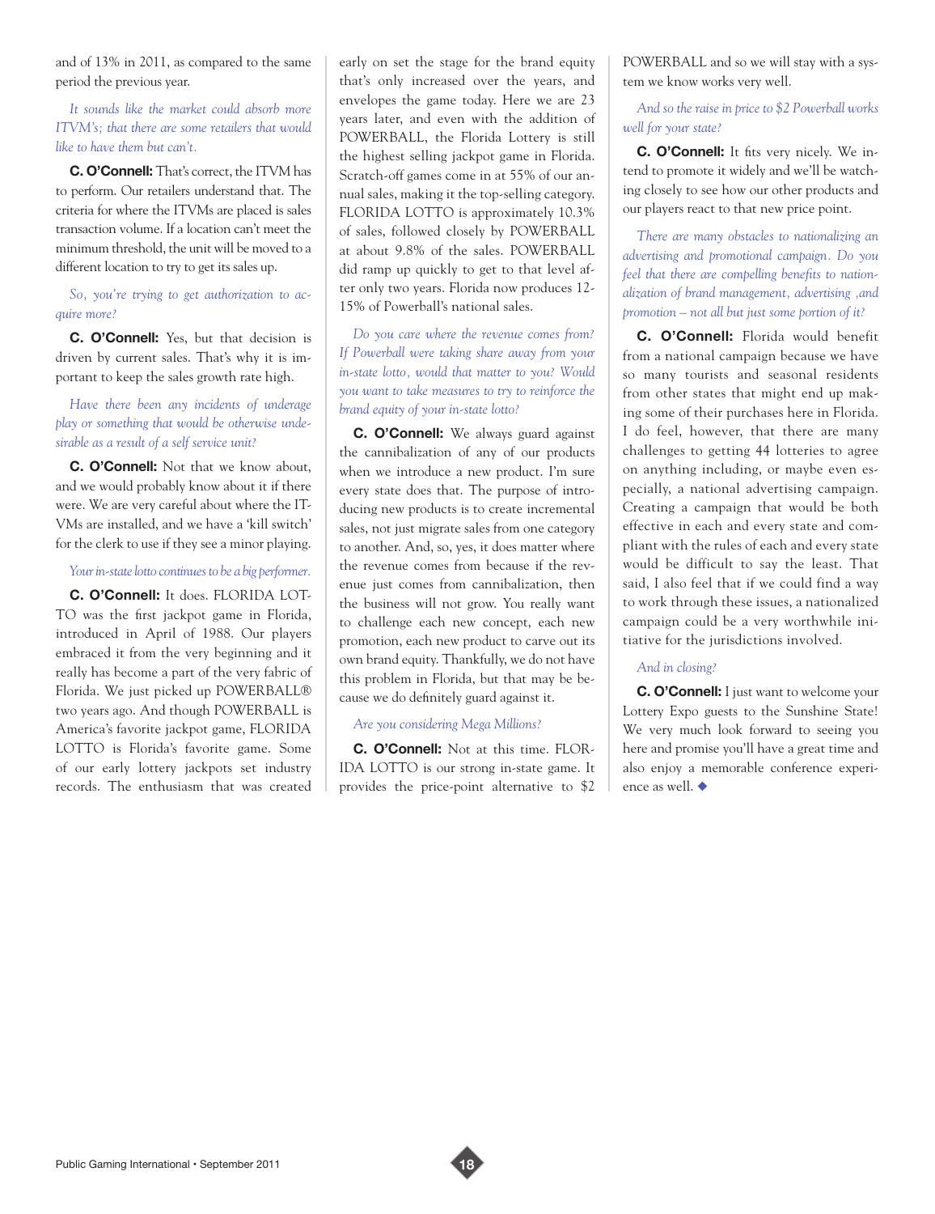and of 13% in 2011, as compared to the same period the previous year.

*It sounds like the market could absorb more ITVM's; that there are some retailers that would like to have them but can't.*

**C. O'Connell:** That's correct, the ITVM has to perform. Our retailers understand that. The criteria for where the ITVMs are placed is sales transaction volume. If a location can't meet the minimum threshold, the unit will be moved to a different location to try to get its sales up.

*So, you're trying to get authorization to acquire more?*

**C. O'Connell:** Yes, but that decision is driven by current sales. That's why it is important to keep the sales growth rate high.

*Have there been any incidents of underage play or something that would be otherwise undesirable as a result of a self service unit?*

**C. O'Connell:** Not that we know about, and we would probably know about it if there were. We are very careful about where the ITVMs are installed, and we have a 'kill switch' for the clerk to use if they see a minor playing.

*Your in-state lotto continues to be a big performer.*

**C. O'Connell:** It does. FLORIDA LOTTO was the first jackpot game in Florida, introduced in April of 1988. Our players embraced it from the very beginning and it really has become a part of the very fabric of Florida. We just picked up POWERBALL® two years ago. And though POWERBALL is America's favorite jackpot game, FLORIDA LOTTO is Florida's favorite game. Some of our early lottery jackpots set industry records. The enthusiasm that was created early on set the stage for the brand equity that's only increased over the years, and envelopes the game today. Here we are 23 years later, and even with the addition of POWERBALL, the Florida Lottery is still the highest selling jackpot game in Florida. Scratch-off games come in at 55% of our annual sales, making it the top-selling category. FLORIDA LOTTO is approximately 10.3% of sales, followed closely by POWERBALL at about 9.8% of the sales. POWERBALL did ramp up quickly to get to that level after only two years. Florida now produces 12-15% of Powerball's national sales.

*Do you care where the revenue comes from? If Powerball were taking share away from your in-state lotto, would that matter to you? Would you want to take measures to try to reinforce the brand equity of your in-state lotto?*

**C. O'Connell:** We always guard against the cannibalization of any of our products when we introduce a new product. I'm sure every state does that. The purpose of introducing new products is to create incremental sales, not just migrate sales from one category to another. And, so, yes, it does matter where the revenue comes from because if the revenue just comes from cannibalization, then the business will not grow. You really want to challenge each new concept, each new promotion, each new product to carve out its own brand equity. Thankfully, we do not have this problem in Florida, but that may be because we do definitely guard against it.

*Are you considering Mega Millions?*

**C. O'Connell:** Not at this time. FLORIDA LOTTO is our strong in-state game. It provides the price-point alternative to $2 POWERBALL and so we will stay with a system we know works very well.

*And so the raise in price to $2 Powerball works well for your state?*

**C. O'Connell:** It fits very nicely. We intend to promote it widely and we'll be watching closely to see how our other products and our players react to that new price point.

*There are many obstacles to nationalizing an advertising and promotional campaign. Do you feel that there are compelling benefits to nationalization of brand management, advertising ,and promotion – not all but just some portion of it?*

**C. O'Connell:** Florida would benefit from a national campaign because we have so many tourists and seasonal residents from other states that might end up making some of their purchases here in Florida. I do feel, however, that there are many challenges to getting 44 lotteries to agree on anything including, or maybe even especially, a national advertising campaign. Creating a campaign that would be both effective in each and every state and compliant with the rules of each and every state would be difficult to say the least. That said, I also feel that if we could find a way to work through these issues, a nationalized campaign could be a very worthwhile initiative for the jurisdictions involved.

*And in closing?*

**C. O'Connell:** I just want to welcome your Lottery Expo guests to the Sunshine State! We very much look forward to seeing you here and promise you'll have a great time and also enjoy a memorable conference experience as well. ◆